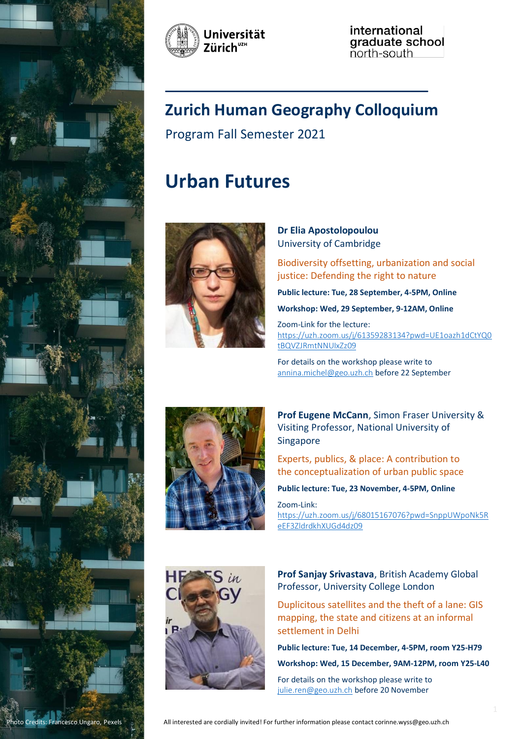Universität Zürich[UZH]

international graduate school north-south

# Zurich Human Geography Colloquium

Program Fall Semester 2021

# Urban Futures

**Dr Elia Apostolopoulou**
University of Cambridge

Biodiversity offsetting, urbanization and social justice: Defending the right to nature

**Public lecture: Tue, 28 September, 4-5PM, Online**

**Workshop: Wed, 29 September, 9-12AM, Online**

Zoom-Link for the lecture:
https://uzh.zoom.us/j/61359283134?pwd=UE1oazh1dCtYQ0tBQVZJRmtNNUlxZz09

For details on the workshop please write to annina.michel@geo.uzh.ch before 22 September

**Prof Eugene McCann**, Simon Fraser University & Visiting Professor, National University of Singapore

Experts, publics, & place: A contribution to the conceptualization of urban public space

**Public lecture: Tue, 23 November, 4-5PM, Online**

Zoom-Link:
https://uzh.zoom.us/j/68015167076?pwd=SnppUWpoNk5ReEF3ZldrdkhXUGd4dz09

**Prof Sanjay Srivastava**, British Academy Global Professor, University College London

Duplicitous satellites and the theft of a lane: GIS mapping, the state and citizens at an informal settlement in Delhi

**Public lecture: Tue, 14 December, 4-5PM, room Y25-H79**

**Workshop: Wed, 15 December, 9AM-12PM, room Y25-L40**

For details on the workshop please write to julie.ren@geo.uzh.ch before 20 November

Photo Credits: Francesco Ungaro, Pexels

All interested are cordially invited! For further information please contact corinne.wyss@geo.uzh.ch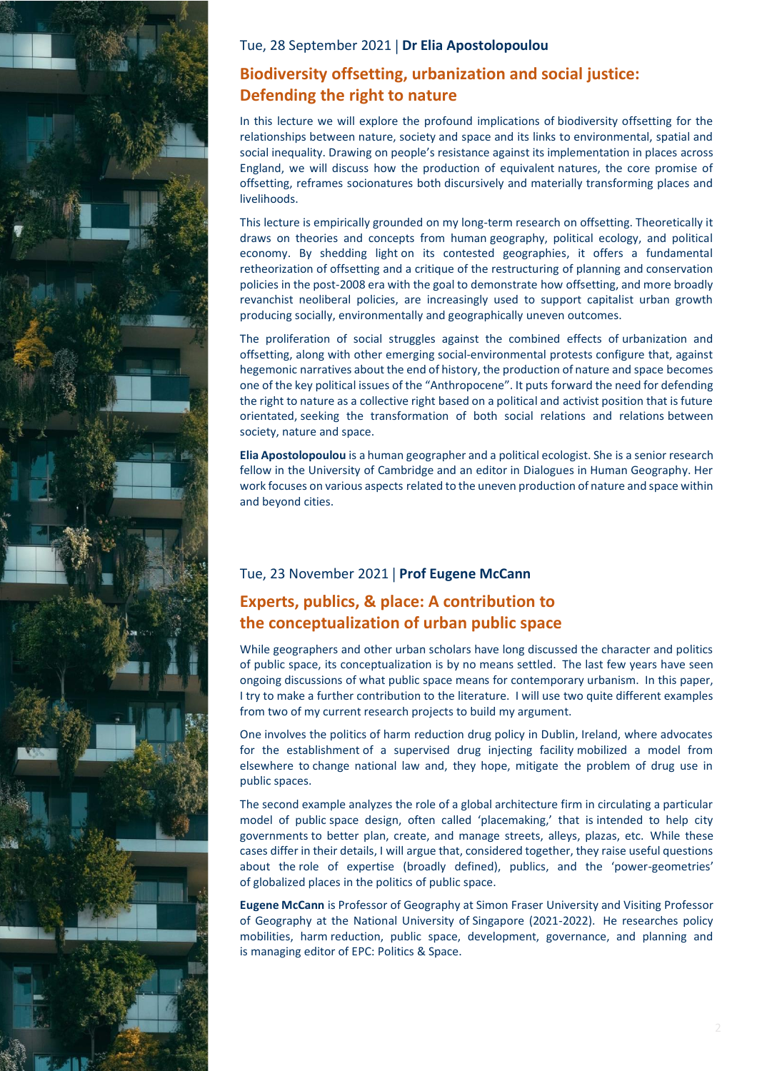Tue, 28 September 2021 | **Dr Elia Apostolopoulou**

## Biodiversity offsetting, urbanization and social justice: Defending the right to nature

In this lecture we will explore the profound implications of biodiversity offsetting for the relationships between nature, society and space and its links to environmental, spatial and social inequality. Drawing on people's resistance against its implementation in places across England, we will discuss how the production of equivalent natures, the core promise of offsetting, reframes socionatures both discursively and materially transforming places and livelihoods.

This lecture is empirically grounded on my long-term research on offsetting. Theoretically it draws on theories and concepts from human geography, political ecology, and political economy. By shedding light on its contested geographies, it offers a fundamental retheorization of offsetting and a critique of the restructuring of planning and conservation policies in the post-2008 era with the goal to demonstrate how offsetting, and more broadly revanchist neoliberal policies, are increasingly used to support capitalist urban growth producing socially, environmentally and geographically uneven outcomes.

The proliferation of social struggles against the combined effects of urbanization and offsetting, along with other emerging social-environmental protests configure that, against hegemonic narratives about the end of history, the production of nature and space becomes one of the key political issues of the "Anthropocene". It puts forward the need for defending the right to nature as a collective right based on a political and activist position that is future orientated, seeking the transformation of both social relations and relations between society, nature and space.

**Elia Apostolopoulou** is a human geographer and a political ecologist. She is a senior research fellow in the University of Cambridge and an editor in Dialogues in Human Geography. Her work focuses on various aspects related to the uneven production of nature and space within and beyond cities.

Tue, 23 November 2021 | **Prof Eugene McCann**

## Experts, publics, & place: A contribution to the conceptualization of urban public space

While geographers and other urban scholars have long discussed the character and politics of public space, its conceptualization is by no means settled. The last few years have seen ongoing discussions of what public space means for contemporary urbanism. In this paper, I try to make a further contribution to the literature. I will use two quite different examples from two of my current research projects to build my argument.

One involves the politics of harm reduction drug policy in Dublin, Ireland, where advocates for the establishment of a supervised drug injecting facility mobilized a model from elsewhere to change national law and, they hope, mitigate the problem of drug use in public spaces.

The second example analyzes the role of a global architecture firm in circulating a particular model of public space design, often called 'placemaking,' that is intended to help city governments to better plan, create, and manage streets, alleys, plazas, etc. While these cases differ in their details, I will argue that, considered together, they raise useful questions about the role of expertise (broadly defined), publics, and the 'power-geometries' of globalized places in the politics of public space.

**Eugene McCann** is Professor of Geography at Simon Fraser University and Visiting Professor of Geography at the National University of Singapore (2021-2022). He researches policy mobilities, harm reduction, public space, development, governance, and planning and is managing editor of EPC: Politics & Space.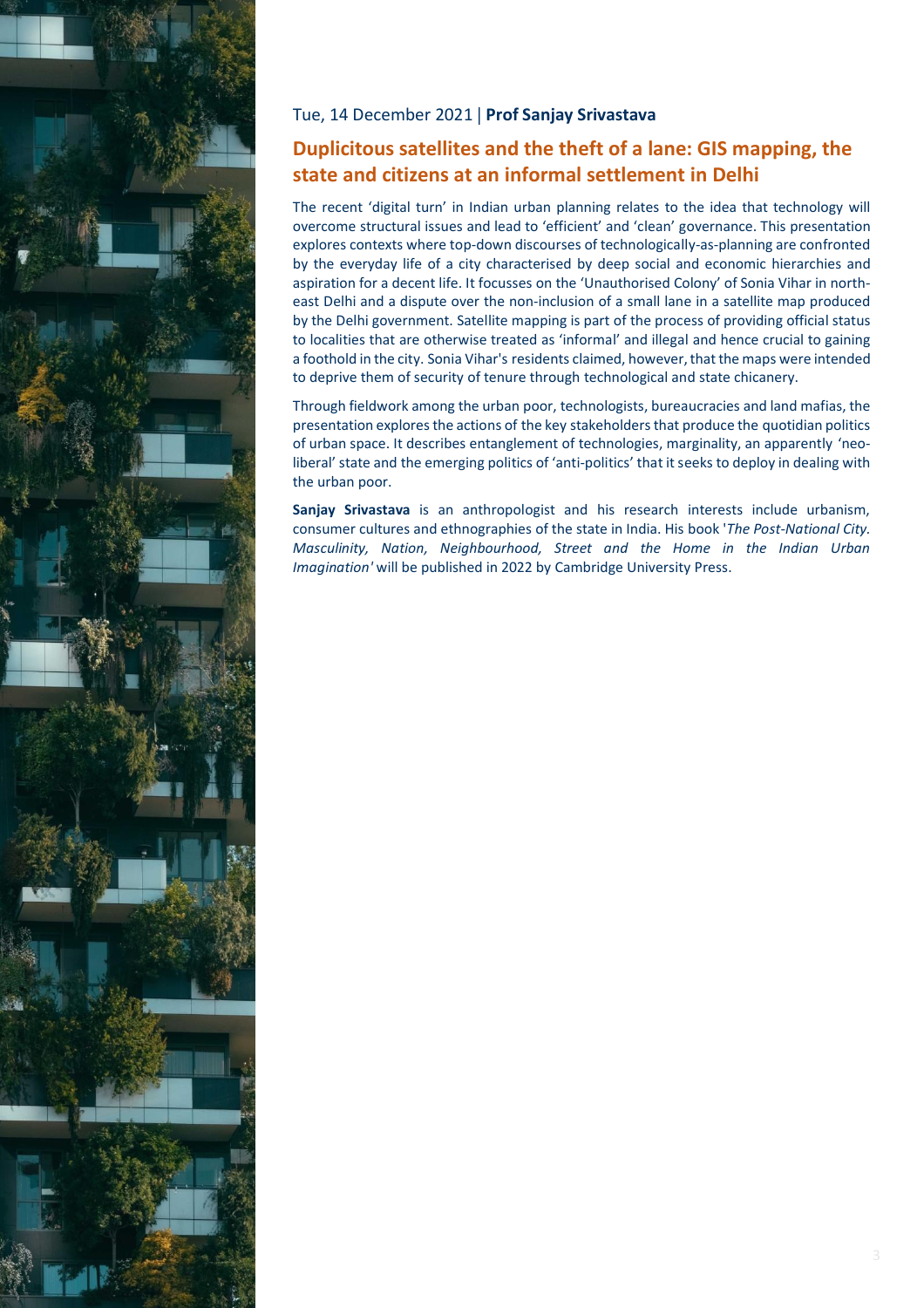Tue, 14 December 2021 | **Prof Sanjay Srivastava**

## Duplicitous satellites and the theft of a lane: GIS mapping, the state and citizens at an informal settlement in Delhi

The recent 'digital turn' in Indian urban planning relates to the idea that technology will overcome structural issues and lead to 'efficient' and 'clean' governance. This presentation explores contexts where top-down discourses of technologically-as-planning are confronted by the everyday life of a city characterised by deep social and economic hierarchies and aspiration for a decent life. It focusses on the 'Unauthorised Colony' of Sonia Vihar in north-east Delhi and a dispute over the non-inclusion of a small lane in a satellite map produced by the Delhi government. Satellite mapping is part of the process of providing official status to localities that are otherwise treated as 'informal' and illegal and hence crucial to gaining a foothold in the city. Sonia Vihar's residents claimed, however, that the maps were intended to deprive them of security of tenure through technological and state chicanery.

Through fieldwork among the urban poor, technologists, bureaucracies and land mafias, the presentation explores the actions of the key stakeholders that produce the quotidian politics of urban space. It describes entanglement of technologies, marginality, an apparently 'neo-liberal' state and the emerging politics of 'anti-politics' that it seeks to deploy in dealing with the urban poor.

**Sanjay Srivastava** is an anthropologist and his research interests include urbanism, consumer cultures and ethnographies of the state in India. His book '*The Post-National City. Masculinity, Nation, Neighbourhood, Street and the Home in the Indian Urban Imagination*' will be published in 2022 by Cambridge University Press.